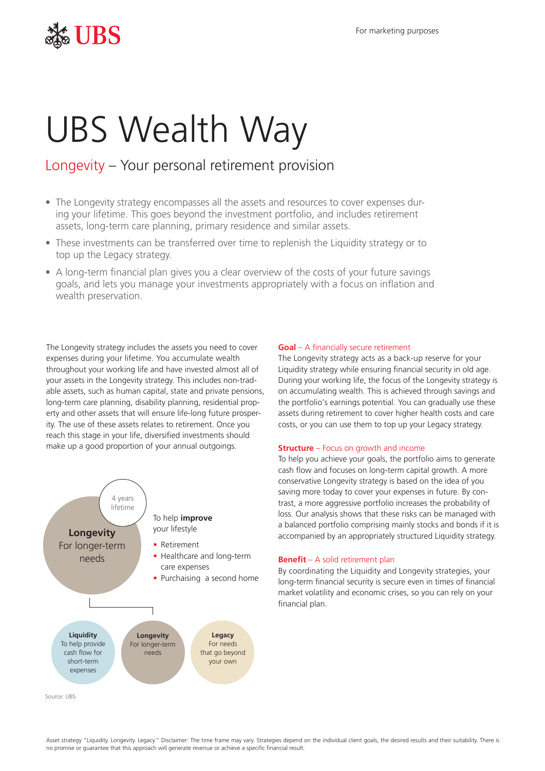UBS

For marketing purposes

# UBS Wealth Way

## Longevity – Your personal retirement provision

- The Longevity strategy encompasses all the assets and resources to cover expenses during your lifetime. This goes beyond the investment portfolio, and includes retirement assets, long-term care planning, primary residence and similar assets.
- These investments can be transferred over time to replenish the Liquidity strategy or to top up the Legacy strategy.
- A long-term financial plan gives you a clear overview of the costs of your future savings goals, and lets you manage your investments appropriately with a focus on inflation and wealth preservation.

The Longevity strategy includes the assets you need to cover expenses during your lifetime. You accumulate wealth throughout your working life and have invested almost all of your assets in the Longevity strategy. This includes non-tradable assets, such as human capital, state and private pensions, long-term care planning, disability planning, residential property and other assets that will ensure life-long future prosperity. The use of these assets relates to retirement. Once you reach this stage in your life, diversified investments should make up a good proportion of your annual outgoings.

4 years lifetime

**Longevity**
For longer-term needs

To help **improve** your lifestyle

- Retirement
- Healthcare and long-term care expenses
- Purchaising a second home

**Liquidity**
To help provide cash flow for short-term expenses

**Longevity**
For longer-term needs

**Legacy**
For needs that go beyond your own

Source: UBS

**Goal** – A financially secure retirement

The Longevity strategy acts as a back-up reserve for your Liquidity strategy while ensuring financial security in old age. During your working life, the focus of the Longevity strategy is on accumulating wealth. This is achieved through savings and the portfolio's earnings potential. You can gradually use these assets during retirement to cover higher health costs and care costs, or you can use them to top up your Legacy strategy.

**Structure** – Focus on growth and income

To help you achieve your goals, the portfolio aims to generate cash flow and focuses on long-term capital growth. A more conservative Longevity strategy is based on the idea of you saving more today to cover your expenses in future. By contrast, a more aggressive portfolio increases the probability of loss. Our analysis shows that these risks can be managed with a balanced portfolio comprising mainly stocks and bonds if it is accompanied by an appropriately structured Liquidity strategy.

**Benefit** – A solid retirement plan

By coordinating the Liquidity and Longevity strategies, your long-term financial security is secure even in times of financial market volatility and economic crises, so you can rely on your financial plan.

Asset strategy "Liquidity. Longevity. Legacy." Disclaimer: The time frame may vary. Strategies depend on the individual client goals, the desired results and their suitability. There is no promise or guarantee that this approach will generate revenue or achieve a specific financial result.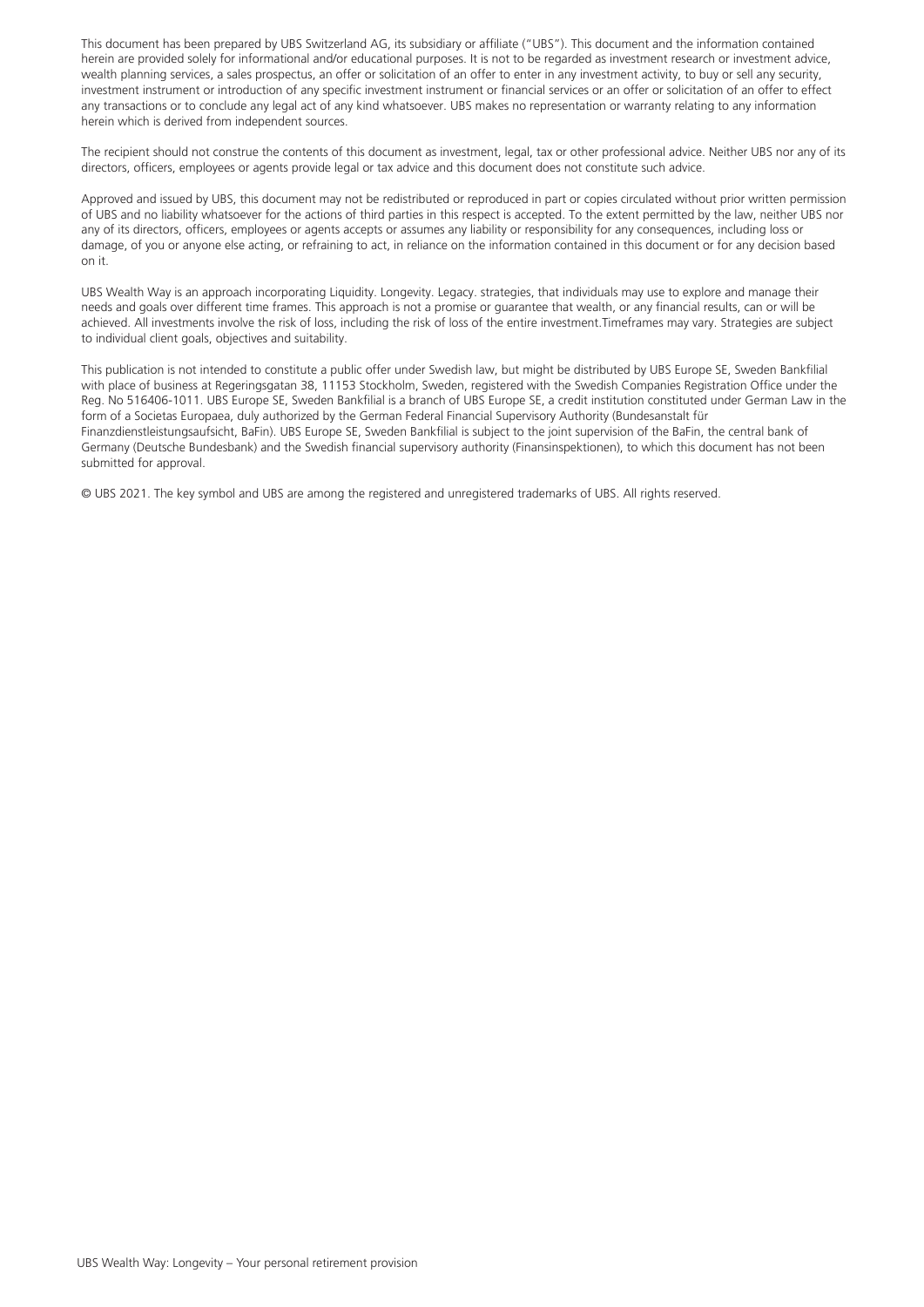This document has been prepared by UBS Switzerland AG, its subsidiary or affiliate ("UBS"). This document and the information contained herein are provided solely for informational and/or educational purposes. It is not to be regarded as investment research or investment advice, wealth planning services, a sales prospectus, an offer or solicitation of an offer to enter in any investment activity, to buy or sell any security, investment instrument or introduction of any specific investment instrument or financial services or an offer or solicitation of an offer to effect any transactions or to conclude any legal act of any kind whatsoever. UBS makes no representation or warranty relating to any information herein which is derived from independent sources.

The recipient should not construe the contents of this document as investment, legal, tax or other professional advice. Neither UBS nor any of its directors, officers, employees or agents provide legal or tax advice and this document does not constitute such advice.

Approved and issued by UBS, this document may not be redistributed or reproduced in part or copies circulated without prior written permission of UBS and no liability whatsoever for the actions of third parties in this respect is accepted. To the extent permitted by the law, neither UBS nor any of its directors, officers, employees or agents accepts or assumes any liability or responsibility for any consequences, including loss or damage, of you or anyone else acting, or refraining to act, in reliance on the information contained in this document or for any decision based on it.

UBS Wealth Way is an approach incorporating Liquidity. Longevity. Legacy. strategies, that individuals may use to explore and manage their needs and goals over different time frames. This approach is not a promise or guarantee that wealth, or any financial results, can or will be achieved. All investments involve the risk of loss, including the risk of loss of the entire investment.Timeframes may vary. Strategies are subject to individual client goals, objectives and suitability.

This publication is not intended to constitute a public offer under Swedish law, but might be distributed by UBS Europe SE, Sweden Bankfilial with place of business at Regeringsgatan 38, 11153 Stockholm, Sweden, registered with the Swedish Companies Registration Office under the Reg. No 516406-1011. UBS Europe SE, Sweden Bankfilial is a branch of UBS Europe SE, a credit institution constituted under German Law in the form of a Societas Europaea, duly authorized by the German Federal Financial Supervisory Authority (Bundesanstalt für Finanzdienstleistungsaufsicht, BaFin). UBS Europe SE, Sweden Bankfilial is subject to the joint supervision of the BaFin, the central bank of Germany (Deutsche Bundesbank) and the Swedish financial supervisory authority (Finansinspektionen), to which this document has not been submitted for approval.

© UBS 2021. The key symbol and UBS are among the registered and unregistered trademarks of UBS. All rights reserved.